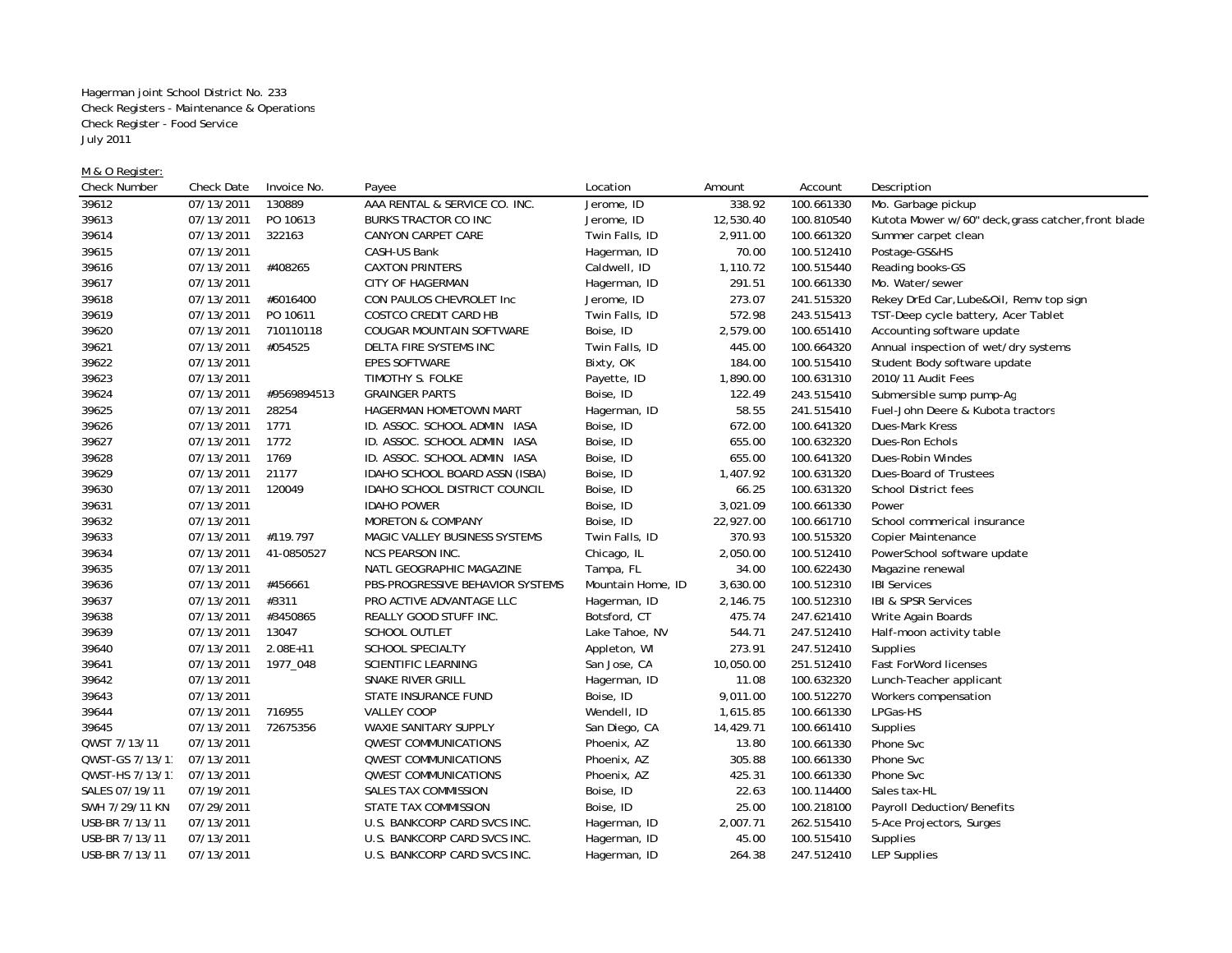Hagerman joint School District No. 233
Check Registers - Maintenance & Operations
Check Register - Food Service
July 2011

M & O Register:

| Check Number | Check Date | Invoice No. | Payee | Location | Amount | Account | Description |
|---|---|---|---|---|---|---|---|
| 39612 | 07/13/2011 | 130889 | AAA RENTAL & SERVICE CO. INC. | Jerome, ID | 338.92 | 100.661330 | Mo. Garbage pickup |
| 39613 | 07/13/2011 | PO 10613 | BURKS TRACTOR CO INC | Jerome, ID | 12,530.40 | 100.810540 | Kutota Mower w/60" deck,grass catcher,front blade |
| 39614 | 07/13/2011 | 322163 | CANYON CARPET CARE | Twin Falls, ID | 2,911.00 | 100.661330 | Summer carpet clean |
| 39615 | 07/13/2011 | | CASH-US Bank | Hagerman, ID | 70.00 | 100.512410 | Postage-GS&HS |
| 39616 | 07/13/2011 | #408265 | CAXTON PRINTERS | Caldwell, ID | 1,110.72 | 100.515440 | Reading books-GS |
| 39617 | 07/13/2011 | | CITY OF HAGERMAN | Hagerman, ID | 291.51 | 100.661330 | Mo. Water/sewer |
| 39618 | 07/13/2011 | #6016400 | CON PAULOS CHEVROLET Inc | Jerome, ID | 273.07 | 241.515320 | Rekey DrEd Car,Lube&Oil, Remv top sign |
| 39619 | 07/13/2011 | PO 10611 | COSTCO CREDIT CARD HB | Twin Falls, ID | 572.98 | 243.515413 | TST-Deep cycle battery, Acer Tablet |
| 39620 | 07/13/2011 | 710110118 | COUGAR MOUNTAIN SOFTWARE | Boise, ID | 2,579.00 | 100.651410 | Accounting software update |
| 39621 | 07/13/2011 | #054525 | DELTA FIRE SYSTEMS INC | Twin Falls, ID | 445.00 | 100.664320 | Annual inspection of wet/dry systems |
| 39622 | 07/13/2011 | | EPES SOFTWARE | Bixty, OK | 184.00 | 100.515410 | Student Body software update |
| 39623 | 07/13/2011 | | TIMOTHY S. FOLKE | Payette, ID | 1,890.00 | 100.631310 | 2010/11 Audit Fees |
| 39624 | 07/13/2011 | #9569894513 | GRAINGER PARTS | Boise, ID | 122.49 | 243.515410 | Submersible sump pump-Ag |
| 39625 | 07/13/2011 | 28254 | HAGERMAN HOMETOWN MART | Hagerman, ID | 58.55 | 241.515410 | Fuel-John Deere & Kubota tractors |
| 39626 | 07/13/2011 | 1771 | ID. ASSOC. SCHOOL ADMIN IASA | Boise, ID | 672.00 | 100.641320 | Dues-Mark Kress |
| 39627 | 07/13/2011 | 1772 | ID. ASSOC. SCHOOL ADMIN IASA | Boise, ID | 655.00 | 100.632320 | Dues-Ron Echols |
| 39628 | 07/13/2011 | 1769 | ID. ASSOC. SCHOOL ADMIN IASA | Boise, ID | 655.00 | 100.641320 | Dues-Robin Windes |
| 39629 | 07/13/2011 | 21177 | IDAHO SCHOOL BOARD ASSN (ISBA) | Boise, ID | 1,407.92 | 100.631320 | Dues-Board of Trustees |
| 39630 | 07/13/2011 | 120049 | IDAHO SCHOOL DISTRICT COUNCIL | Boise, ID | 66.25 | 100.631320 | School District fees |
| 39631 | 07/13/2011 | | IDAHO POWER | Boise, ID | 3,021.09 | 100.661330 | Power |
| 39632 | 07/13/2011 | | MORETON & COMPANY | Boise, ID | 22,927.00 | 100.661710 | School commerical insurance |
| 39633 | 07/13/2011 | #119.797 | MAGIC VALLEY BUSINESS SYSTEMS | Twin Falls, ID | 370.93 | 100.515320 | Copier Maintenance |
| 39634 | 07/13/2011 | 41-0850527 | NCS PEARSON INC. | Chicago, IL | 2,050.00 | 100.512410 | PowerSchool software update |
| 39635 | 07/13/2011 | | NATL GEOGRAPHIC MAGAZINE | Tampa, FL | 34.00 | 100.622430 | Magazine renewal |
| 39636 | 07/13/2011 | #456661 | PBS-PROGRESSIVE BEHAVIOR SYSTEMS | Mountain Home, ID | 3,630.00 | 100.512310 | IBI Services |
| 39637 | 07/13/2011 | #3311 | PRO ACTIVE ADVANTAGE LLC | Hagerman, ID | 2,146.75 | 100.512310 | IBI & SPSR Services |
| 39638 | 07/13/2011 | #3450865 | REALLY GOOD STUFF INC. | Botsford, CT | 475.74 | 247.621410 | Write Again Boards |
| 39639 | 07/13/2011 | 13047 | SCHOOL OUTLET | Lake Tahoe, NV | 544.71 | 247.512410 | Half-moon activity table |
| 39640 | 07/13/2011 | 2.08E+11 | SCHOOL SPECIALTY | Appleton, WI | 273.91 | 247.512410 | Supplies |
| 39641 | 07/13/2011 | 1977_048 | SCIENTIFIC LEARNING | San Jose, CA | 10,050.00 | 251.512410 | Fast ForWord licenses |
| 39642 | 07/13/2011 | | SNAKE RIVER GRILL | Hagerman, ID | 11.08 | 100.632320 | Lunch-Teacher applicant |
| 39643 | 07/13/2011 | | STATE INSURANCE FUND | Boise, ID | 9,011.00 | 100.512270 | Workers compensation |
| 39644 | 07/13/2011 | 716955 | VALLEY COOP | Wendell, ID | 1,615.85 | 100.661330 | LPGas-HS |
| 39645 | 07/13/2011 | 72675356 | WAXIE SANITARY SUPPLY | San Diego, CA | 14,429.71 | 100.661410 | Supplies |
| QWST 7/13/11 | 07/13/2011 | | QWEST COMMUNICATIONS | Phoenix, AZ | 13.80 | 100.661330 | Phone Svc |
| QWST-GS 7/13/1 | 07/13/2011 | | QWEST COMMUNICATIONS | Phoenix, AZ | 305.88 | 100.661330 | Phone Svc |
| QWST-HS 7/13/1 | 07/13/2011 | | QWEST COMMUNICATIONS | Phoenix, AZ | 425.31 | 100.661330 | Phone Svc |
| SALES 07/19/11 | 07/19/2011 | | SALES TAX COMMISSION | Boise, ID | 22.63 | 100.114400 | Sales tax-HL |
| SWH 7/29/11 KN | 07/29/2011 | | STATE TAX COMMISSION | Boise, ID | 25.00 | 100.218100 | Payroll Deduction/Benefits |
| USB-BR 7/13/11 | 07/13/2011 | | U.S. BANKCORP CARD SVCS INC. | Hagerman, ID | 2,007.71 | 262.515410 | 5-Ace Projectors, Surges |
| USB-BR 7/13/11 | 07/13/2011 | | U.S. BANKCORP CARD SVCS INC. | Hagerman, ID | 45.00 | 100.515410 | Supplies |
| USB-BR 7/13/11 | 07/13/2011 | | U.S. BANKCORP CARD SVCS INC. | Hagerman, ID | 264.38 | 247.512410 | LEP Supplies |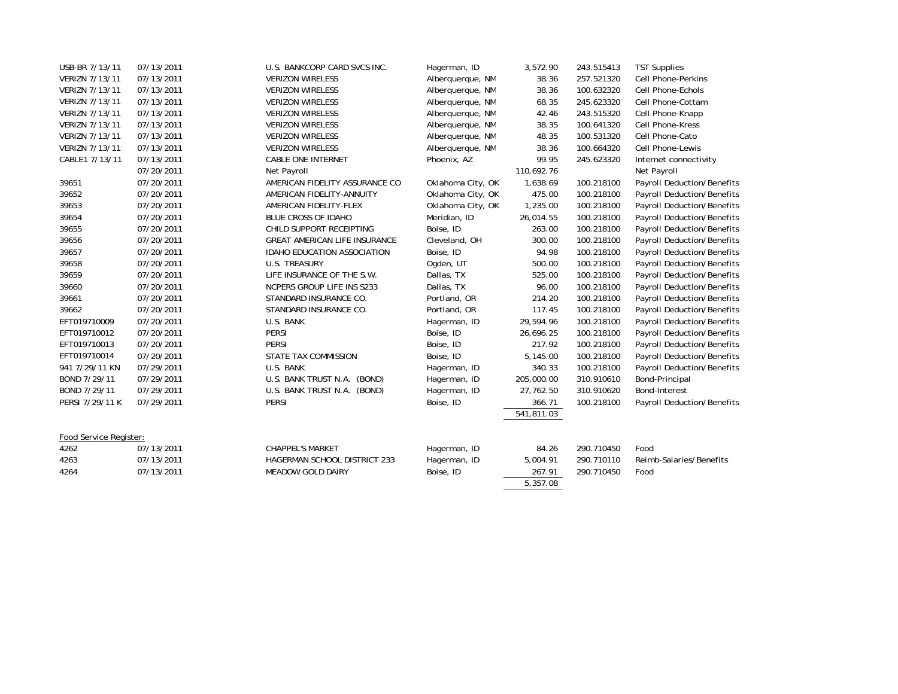| | | | | | | |
|---|---|---|---|---|---|---|
| USB-BR 7/13/11 | 07/13/2011 | U.S. BANKCORP CARD SVCS INC. | Hagerman, ID | 3,572.90 | 243.515413 | TST Supplies |
| VERIZN 7/13/11 | 07/13/2011 | VERIZON WIRELESS | Alberquerque, NM | 38.36 | 257.521320 | Cell Phone-Perkins |
| VERIZN 7/13/11 | 07/13/2011 | VERIZON WIRELESS | Alberquerque, NM | 38.36 | 100.632320 | Cell Phone-Echols |
| VERIZN 7/13/11 | 07/13/2011 | VERIZON WIRELESS | Alberquerque, NM | 68.35 | 245.623320 | Cell Phone-Cottam |
| VERIZN 7/13/11 | 07/13/2011 | VERIZON WIRELESS | Alberquerque, NM | 42.46 | 243.515320 | Cell Phone-Knapp |
| VERIZN 7/13/11 | 07/13/2011 | VERIZON WIRELESS | Alberquerque, NM | 38.35 | 100.641320 | Cell Phone-Kress |
| VERIZN 7/13/11 | 07/13/2011 | VERIZON WIRELESS | Alberquerque, NM | 48.35 | 100.531320 | Cell Phone-Cato |
| VERIZN 7/13/11 | 07/13/2011 | VERIZON WIRELESS | Alberquerque, NM | 38.36 | 100.664320 | Cell Phone-Lewis |
| CABLE1 7/13/11 | 07/13/2011 | CABLE ONE INTERNET | Phoenix, AZ | 99.95 | 245.623320 | Internet connectivity |
| | 07/20/2011 | Net Payroll | | 110,692.76 | | Net Payroll |
| 39651 | 07/20/2011 | AMERICAN FIDELITY ASSURANCE CO | Oklahoma City, OK | 1,638.69 | 100.218100 | Payroll Deduction/Benefits |
| 39652 | 07/20/2011 | AMERICAN FIDELITY-ANNUITY | Oklahoma City, OK | 475.00 | 100.218100 | Payroll Deduction/Benefits |
| 39653 | 07/20/2011 | AMERICAN FIDELITY-FLEX | Oklahoma City, OK | 1,235.00 | 100.218100 | Payroll Deduction/Benefits |
| 39654 | 07/20/2011 | BLUE CROSS OF IDAHO | Meridian, ID | 26,014.55 | 100.218100 | Payroll Deduction/Benefits |
| 39655 | 07/20/2011 | CHILD SUPPORT RECEIPTING | Boise, ID | 263.00 | 100.218100 | Payroll Deduction/Benefits |
| 39656 | 07/20/2011 | GREAT AMERICAN LIFE INSURANCE | Cleveland, OH | 300.00 | 100.218100 | Payroll Deduction/Benefits |
| 39657 | 07/20/2011 | IDAHO EDUCATION ASSOCIATION | Boise, ID | 94.98 | 100.218100 | Payroll Deduction/Benefits |
| 39658 | 07/20/2011 | U.S. TREASURY | Ogden, UT | 500.00 | 100.218100 | Payroll Deduction/Benefits |
| 39659 | 07/20/2011 | LIFE INSURANCE OF THE S.W. | Dallas, TX | 525.00 | 100.218100 | Payroll Deduction/Benefits |
| 39660 | 07/20/2011 | NCPERS GROUP LIFE INS S233 | Dallas, TX | 96.00 | 100.218100 | Payroll Deduction/Benefits |
| 39661 | 07/20/2011 | STANDARD INSURANCE CO. | Portland, OR | 214.20 | 100.218100 | Payroll Deduction/Benefits |
| 39662 | 07/20/2011 | STANDARD INSURANCE CO. | Portland, OR | 117.45 | 100.218100 | Payroll Deduction/Benefits |
| EFT019710009 | 07/20/2011 | U.S. BANK | Hagerman, ID | 29,594.96 | 100.218100 | Payroll Deduction/Benefits |
| EFT019710012 | 07/20/2011 | PERSI | Boise, ID | 26,696.25 | 100.218100 | Payroll Deduction/Benefits |
| EFT019710013 | 07/20/2011 | PERSI | Boise, ID | 217.92 | 100.218100 | Payroll Deduction/Benefits |
| EFT019710014 | 07/20/2011 | STATE TAX COMMISSION | Boise, ID | 5,145.00 | 100.218100 | Payroll Deduction/Benefits |
| 941 7/29/11 KN | 07/29/2011 | U.S. BANK | Hagerman, ID | 340.33 | 100.218100 | Payroll Deduction/Benefits |
| BOND 7/29/11 | 07/29/2011 | U.S. BANK TRUST N.A. (BOND) | Hagerman, ID | 205,000.00 | 310.910610 | Bond-Principal |
| BOND 7/29/11 | 07/29/2011 | U.S. BANK TRUST N.A. (BOND) | Hagerman, ID | 27,762.50 | 310.910620 | Bond-Interest |
| PERSI 7/29/11 K | 07/29/2011 | PERSI | Boise, ID | 366.71 | 100.218100 | Payroll Deduction/Benefits |
| | | | | 541,811.03 | | |

Food Service Register:

| | | | | | | |
|---|---|---|---|---|---|---|
| 4262 | 07/13/2011 | CHAPPEL'S MARKET | Hagerman, ID | 84.26 | 290.710450 | Food |
| 4263 | 07/13/2011 | HAGERMAN SCHOOL DISTRICT 233 | Hagerman, ID | 5,004.91 | 290.710110 | Reimb-Salaries/Benefits |
| 4264 | 07/13/2011 | MEADOW GOLD DAIRY | Boise, ID | 267.91 | 290.710450 | Food |
| | | | | 5,357.08 | | |